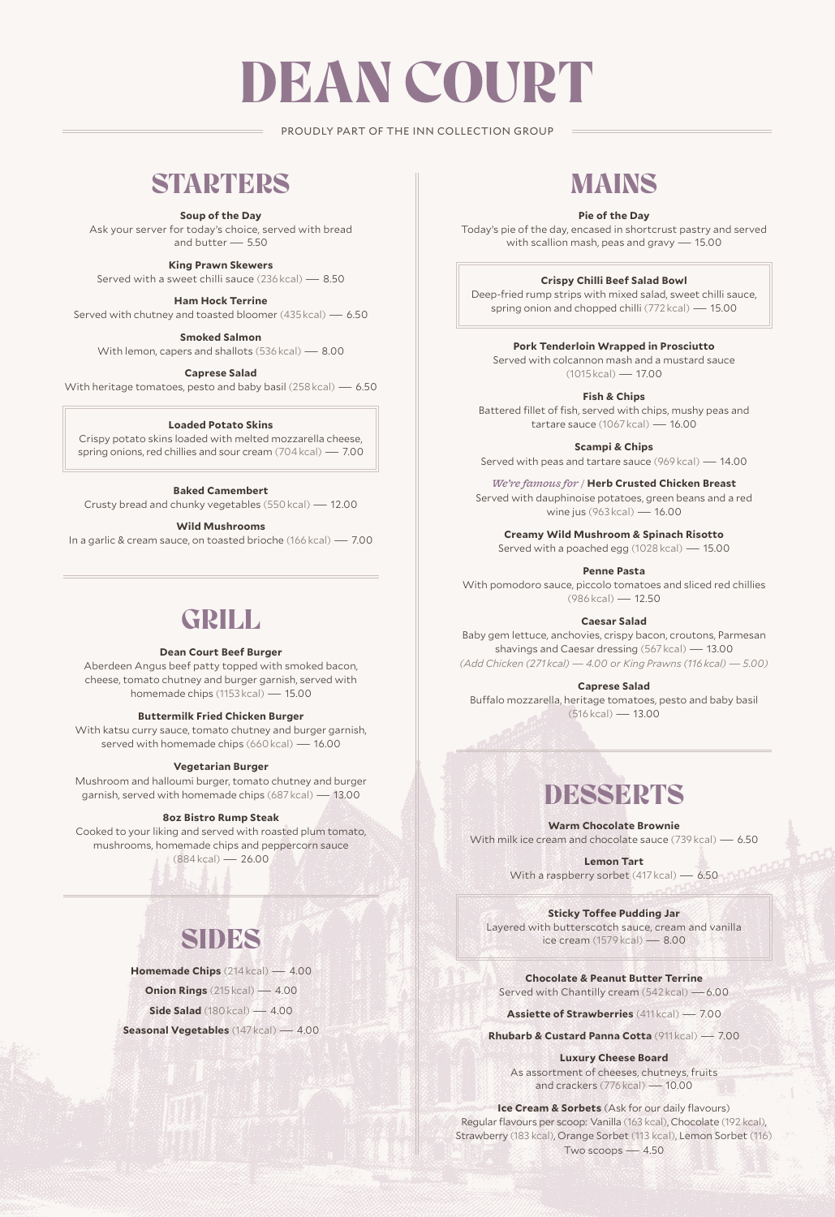# DEAN COURT

PROUDLY PART OF THE INN COLLECTION GROUP

## STARTERS

**Soup of the Day**
Ask your server for today's choice, served with bread and butter — 5.50

**King Prawn Skewers**
Served with a sweet chilli sauce (236 kcal) — 8.50

**Ham Hock Terrine**
Served with chutney and toasted bloomer (435 kcal) — 6.50

**Smoked Salmon**
With lemon, capers and shallots (536 kcal) — 8.00

**Caprese Salad**
With heritage tomatoes, pesto and baby basil (258 kcal) — 6.50

**Loaded Potato Skins**
Crispy potato skins loaded with melted mozzarella cheese, spring onions, red chillies and sour cream (704 kcal) — 7.00

**Baked Camembert**
Crusty bread and chunky vegetables (550 kcal) — 12.00

**Wild Mushrooms**
In a garlic & cream sauce, on toasted brioche (166 kcal) — 7.00

## GRILL

**Dean Court Beef Burger**
Aberdeen Angus beef patty topped with smoked bacon, cheese, tomato chutney and burger garnish, served with homemade chips (1153 kcal) — 15.00

**Buttermilk Fried Chicken Burger**
With katsu curry sauce, tomato chutney and burger garnish, served with homemade chips (660 kcal) — 16.00

**Vegetarian Burger**
Mushroom and halloumi burger, tomato chutney and burger garnish, served with homemade chips (687 kcal) — 13.00

**8oz Bistro Rump Steak**
Cooked to your liking and served with roasted plum tomato, mushrooms, homemade chips and peppercorn sauce (884 kcal) — 26.00

## SIDES

**Homemade Chips** (214 kcal) — 4.00

**Onion Rings** (215 kcal) — 4.00

**Side Salad** (180 kcal) — 4.00

**Seasonal Vegetables** (147 kcal) — 4.00

## MAINS

**Pie of the Day**
Today's pie of the day, encased in shortcrust pastry and served with scallion mash, peas and gravy — 15.00

**Crispy Chilli Beef Salad Bowl**
Deep-fried rump strips with mixed salad, sweet chilli sauce, spring onion and chopped chilli (772 kcal) — 15.00

**Pork Tenderloin Wrapped in Prosciutto**
Served with colcannon mash and a mustard sauce (1015 kcal) — 17.00

**Fish & Chips**
Battered fillet of fish, served with chips, mushy peas and tartare sauce (1067 kcal) — 16.00

**Scampi & Chips**
Served with peas and tartare sauce (969 kcal) — 14.00

*We're famous for* / **Herb Crusted Chicken Breast**
Served with dauphinoise potatoes, green beans and a red wine jus (963 kcal) — 16.00

**Creamy Wild Mushroom & Spinach Risotto**
Served with a poached egg (1028 kcal) — 15.00

**Penne Pasta**
With pomodoro sauce, piccolo tomatoes and sliced red chillies (986 kcal) — 12.50

**Caesar Salad**
Baby gem lettuce, anchovies, crispy bacon, croutons, Parmesan shavings and Caesar dressing (567 kcal) — 13.00
*(Add Chicken (271 kcal) — 4.00 or King Prawns (116 kcal) — 5.00)*

**Caprese Salad**
Buffalo mozzarella, heritage tomatoes, pesto and baby basil (516 kcal) — 13.00

## DESSERTS

**Warm Chocolate Brownie**
With milk ice cream and chocolate sauce (739 kcal) — 6.50

**Lemon Tart**
With a raspberry sorbet (417 kcal) — 6.50

**Sticky Toffee Pudding Jar**
Layered with butterscotch sauce, cream and vanilla ice cream (1579 kcal) — 8.00

**Chocolate & Peanut Butter Terrine**
Served with Chantilly cream (542 kcal) — 6.00

**Assiette of Strawberries** (411 kcal) — 7.00

**Rhubarb & Custard Panna Cotta** (911 kcal) — 7.00

**Luxury Cheese Board**
As assortment of cheeses, chutneys, fruits and crackers (776 kcal) — 10.00

**Ice Cream & Sorbets** (Ask for our daily flavours)
Regular flavours per scoop: Vanilla (163 kcal), Chocolate (192 kcal), Strawberry (183 kcal), Orange Sorbet (113 kcal), Lemon Sorbet (116)
Two scoops — 4.50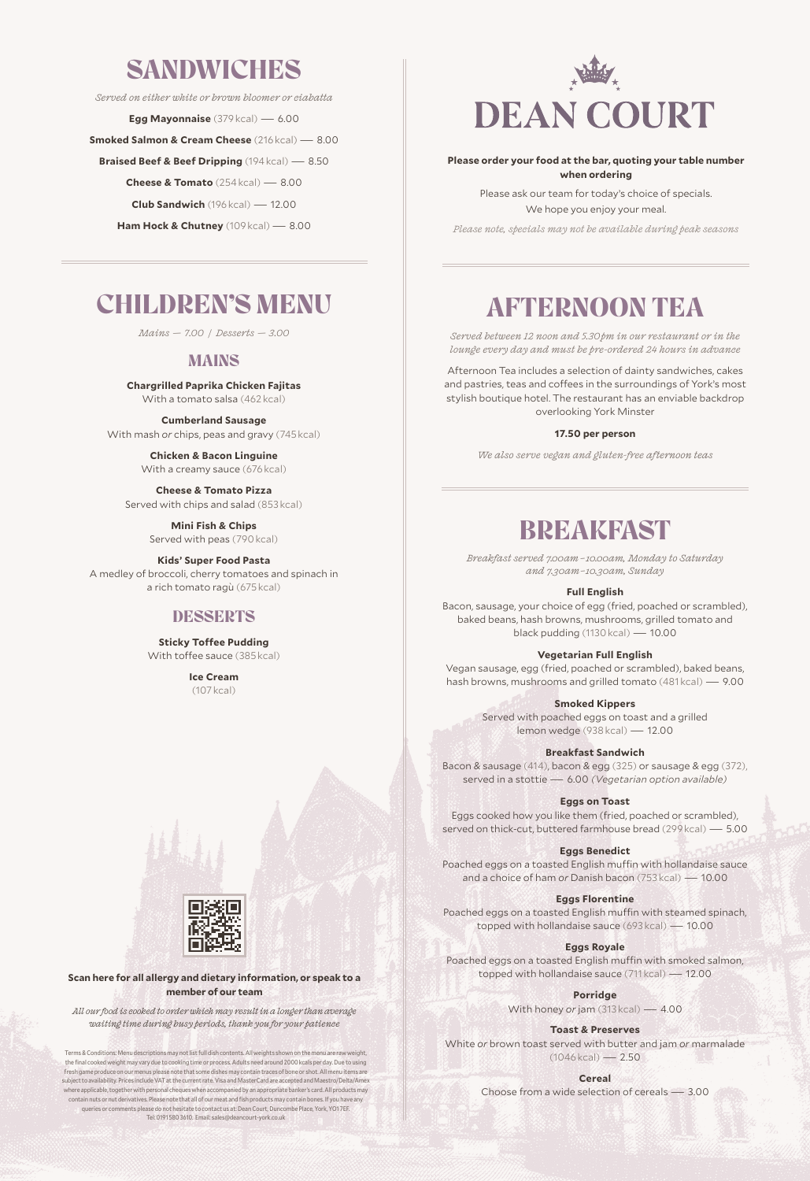# SANDWICHES

*Served on either white or brown bloomer or ciabatta*

**Egg Mayonnaise** (379 kcal) — 6.00

**Smoked Salmon & Cream Cheese** (216 kcal) — 8.00

**Braised Beef & Beef Dripping** (194 kcal) — 8.50

**Cheese & Tomato** (254 kcal) — 8.00

**Club Sandwich** (196 kcal) — 12.00

**Ham Hock & Chutney** (109 kcal) — 8.00

# CHILDREN'S MENU

*Mains — 7.00 / Desserts — 3.00*

## MAINS

**Chargrilled Paprika Chicken Fajitas**
With a tomato salsa (462 kcal)

**Cumberland Sausage**
With mash *or* chips, peas and gravy (745 kcal)

**Chicken & Bacon Linguine**
With a creamy sauce (676 kcal)

**Cheese & Tomato Pizza**
Served with chips and salad (853 kcal)

**Mini Fish & Chips**
Served with peas (790 kcal)

**Kids' Super Food Pasta**
A medley of broccoli, cherry tomatoes and spinach in a rich tomato ragù (675 kcal)

## DESSERTS

**Sticky Toffee Pudding**
With toffee sauce (385 kcal)

**Ice Cream**
(107 kcal)

**Scan here for all allergy and dietary information, or speak to a member of our team**

*All our food is cooked to order which may result in a longer than average waiting time during busy periods, thank you for your patience*

Terms & Conditions: Menu descriptions may not list full dish contents. All weights shown on the menu are raw weight, the final cooked weight may vary due to cooking time or process. Adults need around 2000 kcals per day. Due to using fresh game produce on our menus please note that some dishes may contain traces of bone or shot. All menu items are subject to availability. Prices include VAT at the current rate. Visa and MasterCard are accepted and Maestro/Delta/Amex where applicable, together with personal cheques when accompanied by an appropriate banker's card. All products may contain nuts or nut derivatives. Please note that all of our meat and fish products may contain bones. If you have any queries or comments please do not hesitate to contact us at: Dean Court, Duncombe Place, York, YO1 7EF. Tel: 01915 80 3610. Email: sales@deancourt-york.co.uk

# DEAN COURT

**Please order your food at the bar, quoting your table number when ordering**

Please ask our team for today's choice of specials.
We hope you enjoy your meal.

*Please note, specials may not be available during peak seasons*

# AFTERNOON TEA

*Served between 12 noon and 5.30pm in our restaurant or in the lounge every day and must be pre-ordered 24 hours in advance*

Afternoon Tea includes a selection of dainty sandwiches, cakes and pastries, teas and coffees in the surroundings of York's most stylish boutique hotel. The restaurant has an enviable backdrop overlooking York Minster

**17.50 per person**

*We also serve vegan and gluten-free afternoon teas*

# BREAKFAST

*Breakfast served 7.00am–10.00am, Monday to Saturday and 7.30am–10.30am, Sunday*

**Full English**
Bacon, sausage, your choice of egg (fried, poached or scrambled), baked beans, hash browns, mushrooms, grilled tomato and black pudding (1130 kcal) — 10.00

**Vegetarian Full English**
Vegan sausage, egg (fried, poached or scrambled), baked beans, hash browns, mushrooms and grilled tomato (481 kcal) — 9.00

**Smoked Kippers**
Served with poached eggs on toast and a grilled lemon wedge (938 kcal) — 12.00

**Breakfast Sandwich**
Bacon & sausage (414), bacon & egg (325) or sausage & egg (372), served in a stottie — 6.00 *(Vegetarian option available)*

**Eggs on Toast**
Eggs cooked how you like them (fried, poached or scrambled), served on thick-cut, buttered farmhouse bread (299 kcal) — 5.00

**Eggs Benedict**
Poached eggs on a toasted English muffin with hollandaise sauce and a choice of ham *or* Danish bacon (753 kcal) — 10.00

**Eggs Florentine**
Poached eggs on a toasted English muffin with steamed spinach, topped with hollandaise sauce (693 kcal) — 10.00

**Eggs Royale**
Poached eggs on a toasted English muffin with smoked salmon, topped with hollandaise sauce (711 kcal) — 12.00

**Porridge**
With honey *or* jam (313 kcal) — 4.00

**Toast & Preserves**
White *or* brown toast served with butter and jam *or* marmalade (1046 kcal) — 2.50

**Cereal**
Choose from a wide selection of cereals — 3.00